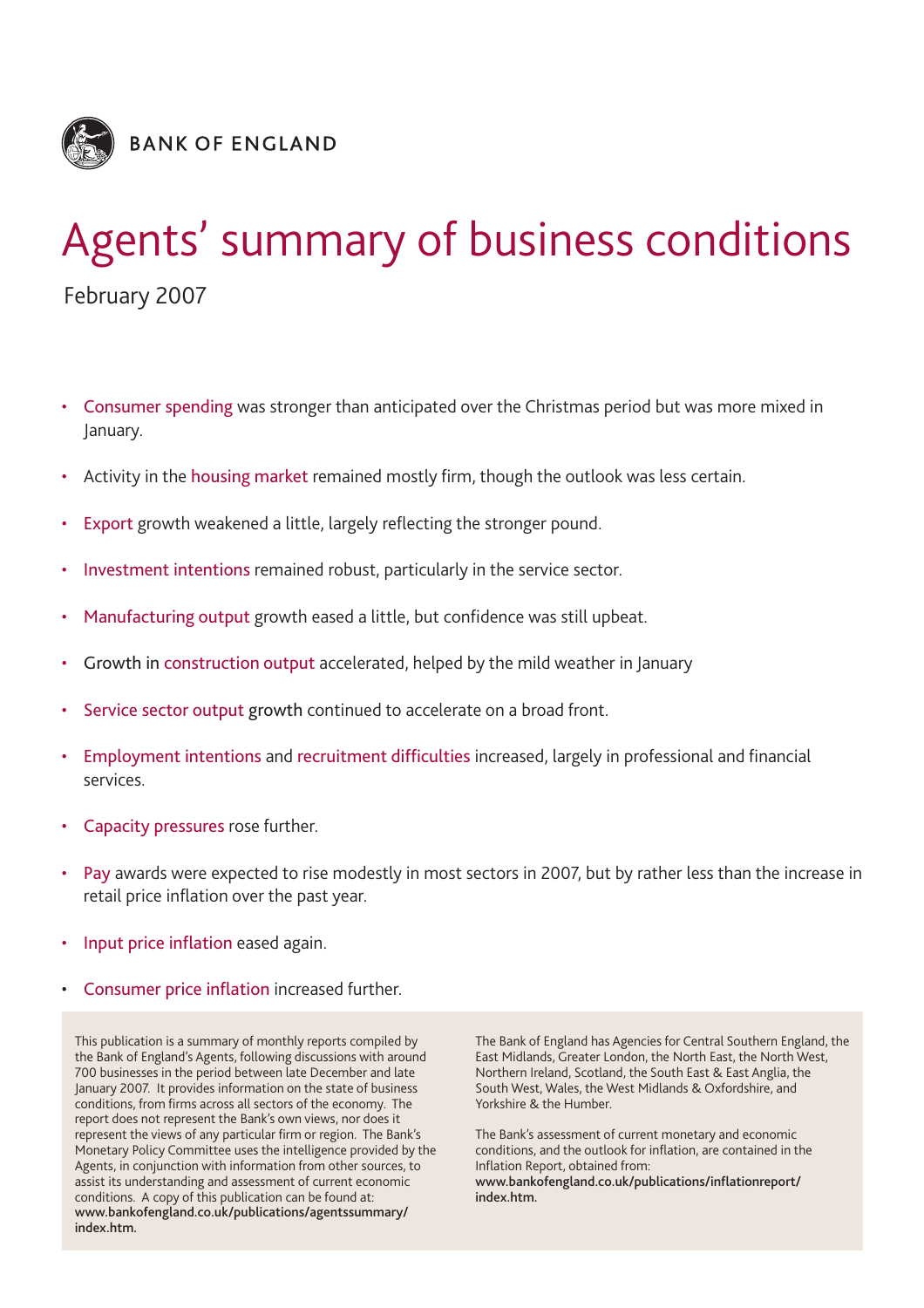BANK OF ENGLAND

# Agents' summary of business conditions

February 2007

- Consumer spending was stronger than anticipated over the Christmas period but was more mixed in January.
- Activity in the housing market remained mostly firm, though the outlook was less certain.
- Export growth weakened a little, largely reflecting the stronger pound.
- Investment intentions remained robust, particularly in the service sector.
- Manufacturing output growth eased a little, but confidence was still upbeat.
- Growth in construction output accelerated, helped by the mild weather in January
- Service sector output growth continued to accelerate on a broad front.
- Employment intentions and recruitment difficulties increased, largely in professional and financial services.
- Capacity pressures rose further.
- Pay awards were expected to rise modestly in most sectors in 2007, but by rather less than the increase in retail price inflation over the past year.
- Input price inflation eased again.
- Consumer price inflation increased further.

This publication is a summary of monthly reports compiled by the Bank of England's Agents, following discussions with around 700 businesses in the period between late December and late January 2007. It provides information on the state of business conditions, from firms across all sectors of the economy. The report does not represent the Bank's own views, nor does it represent the views of any particular firm or region. The Bank's Monetary Policy Committee uses the intelligence provided by the Agents, in conjunction with information from other sources, to assist its understanding and assessment of current economic conditions. A copy of this publication can be found at: **www.bankofengland.co.uk/publications/agentssummary/index.htm.**

The Bank of England has Agencies for Central Southern England, the East Midlands, Greater London, the North East, the North West, Northern Ireland, Scotland, the South East & East Anglia, the South West, Wales, the West Midlands & Oxfordshire, and Yorkshire & the Humber.

The Bank's assessment of current monetary and economic conditions, and the outlook for inflation, are contained in the Inflation Report, obtained from: **www.bankofengland.co.uk/publications/inflationreport/index.htm.**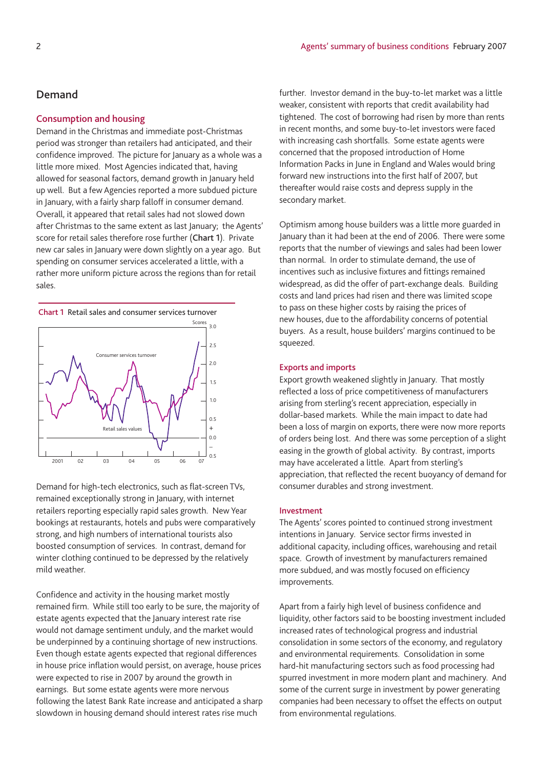## Demand

### Consumption and housing

Demand in the Christmas and immediate post-Christmas period was stronger than retailers had anticipated, and their confidence improved. The picture for January as a whole was a little more mixed. Most Agencies indicated that, having allowed for seasonal factors, demand growth in January held up well. But a few Agencies reported a more subdued picture in January, with a fairly sharp falloff in consumer demand. Overall, it appeared that retail sales had not slowed down after Christmas to the same extent as last January; the Agents' score for retail sales therefore rose further (**Chart 1**). Private new car sales in January were down slightly on a year ago. But spending on consumer services accelerated a little, with a rather more uniform picture across the regions than for retail sales.

Chart 1 Retail sales and consumer services turnover

Demand for high-tech electronics, such as flat-screen TVs, remained exceptionally strong in January, with internet retailers reporting especially rapid sales growth. New Year bookings at restaurants, hotels and pubs were comparatively strong, and high numbers of international tourists also boosted consumption of services. In contrast, demand for winter clothing continued to be depressed by the relatively mild weather.

Confidence and activity in the housing market mostly remained firm. While still too early to be sure, the majority of estate agents expected that the January interest rate rise would not damage sentiment unduly, and the market would be underpinned by a continuing shortage of new instructions. Even though estate agents expected that regional differences in house price inflation would persist, on average, house prices were expected to rise in 2007 by around the growth in earnings. But some estate agents were more nervous following the latest Bank Rate increase and anticipated a sharp slowdown in housing demand should interest rates rise much further. Investor demand in the buy-to-let market was a little weaker, consistent with reports that credit availability had tightened. The cost of borrowing had risen by more than rents in recent months, and some buy-to-let investors were faced with increasing cash shortfalls. Some estate agents were concerned that the proposed introduction of Home Information Packs in June in England and Wales would bring forward new instructions into the first half of 2007, but thereafter would raise costs and depress supply in the secondary market.

Optimism among house builders was a little more guarded in January than it had been at the end of 2006. There were some reports that the number of viewings and sales had been lower than normal. In order to stimulate demand, the use of incentives such as inclusive fixtures and fittings remained widespread, as did the offer of part-exchange deals. Building costs and land prices had risen and there was limited scope to pass on these higher costs by raising the prices of new houses, due to the affordability concerns of potential buyers. As a result, house builders' margins continued to be squeezed.

### Exports and imports

Export growth weakened slightly in January. That mostly reflected a loss of price competitiveness of manufacturers arising from sterling's recent appreciation, especially in dollar-based markets. While the main impact to date had been a loss of margin on exports, there were now more reports of orders being lost. And there was some perception of a slight easing in the growth of global activity. By contrast, imports may have accelerated a little. Apart from sterling's appreciation, that reflected the recent buoyancy of demand for consumer durables and strong investment.

### Investment

The Agents' scores pointed to continued strong investment intentions in January. Service sector firms invested in additional capacity, including offices, warehousing and retail space. Growth of investment by manufacturers remained more subdued, and was mostly focused on efficiency improvements.

Apart from a fairly high level of business confidence and liquidity, other factors said to be boosting investment included increased rates of technological progress and industrial consolidation in some sectors of the economy, and regulatory and environmental requirements. Consolidation in some hard-hit manufacturing sectors such as food processing had spurred investment in more modern plant and machinery. And some of the current surge in investment by power generating companies had been necessary to offset the effects on output from environmental regulations.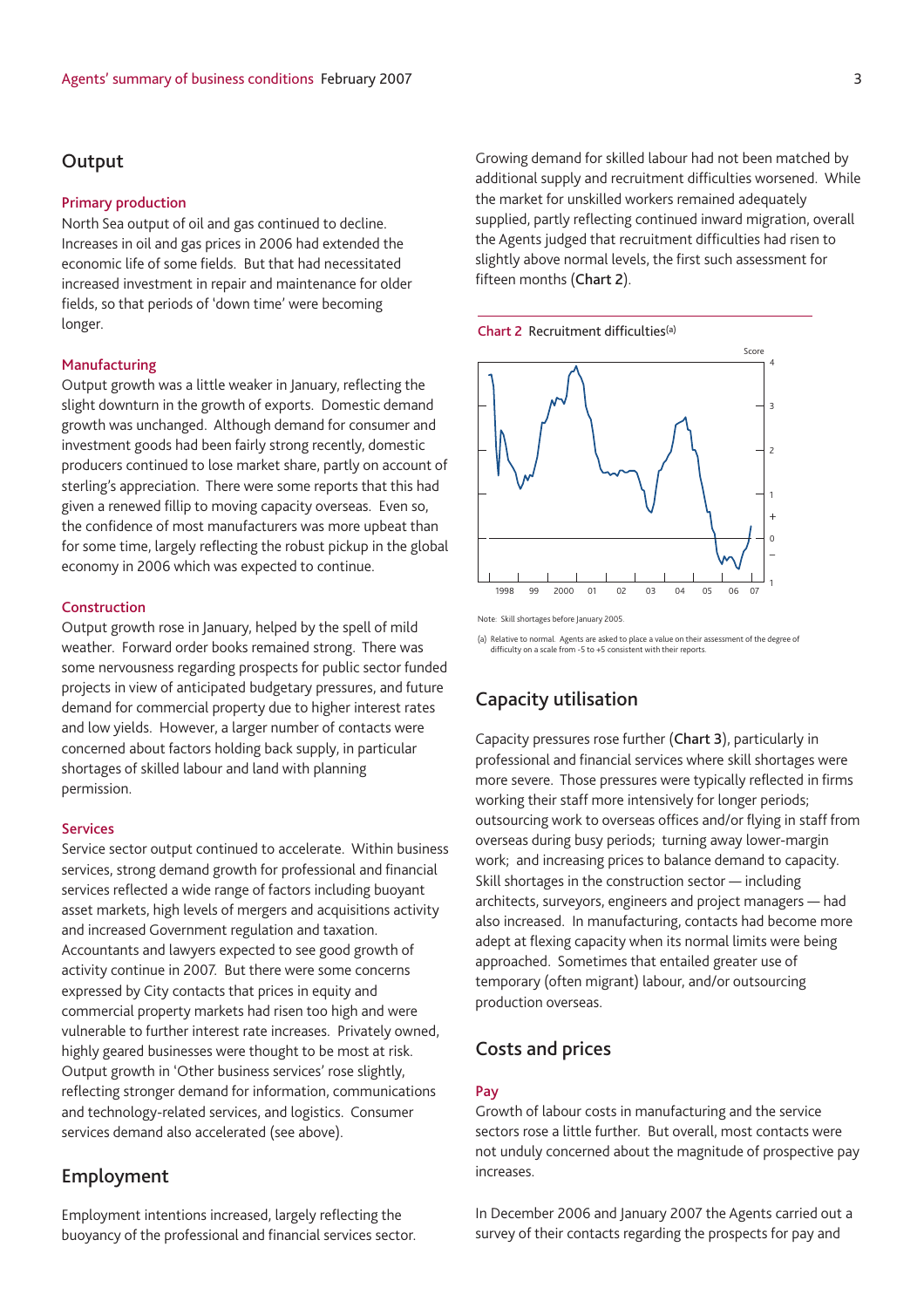## Output

### Primary production

North Sea output of oil and gas continued to decline. Increases in oil and gas prices in 2006 had extended the economic life of some fields. But that had necessitated increased investment in repair and maintenance for older fields, so that periods of 'down time' were becoming longer.

### Manufacturing

Output growth was a little weaker in January, reflecting the slight downturn in the growth of exports. Domestic demand growth was unchanged. Although demand for consumer and investment goods had been fairly strong recently, domestic producers continued to lose market share, partly on account of sterling's appreciation. There were some reports that this had given a renewed fillip to moving capacity overseas. Even so, the confidence of most manufacturers was more upbeat than for some time, largely reflecting the robust pickup in the global economy in 2006 which was expected to continue.

### Construction

Output growth rose in January, helped by the spell of mild weather. Forward order books remained strong. There was some nervousness regarding prospects for public sector funded projects in view of anticipated budgetary pressures, and future demand for commercial property due to higher interest rates and low yields. However, a larger number of contacts were concerned about factors holding back supply, in particular shortages of skilled labour and land with planning permission.

### Services

Service sector output continued to accelerate. Within business services, strong demand growth for professional and financial services reflected a wide range of factors including buoyant asset markets, high levels of mergers and acquisitions activity and increased Government regulation and taxation. Accountants and lawyers expected to see good growth of activity continue in 2007. But there were some concerns expressed by City contacts that prices in equity and commercial property markets had risen too high and were vulnerable to further interest rate increases. Privately owned, highly geared businesses were thought to be most at risk. Output growth in 'Other business services' rose slightly, reflecting stronger demand for information, communications and technology-related services, and logistics. Consumer services demand also accelerated (see above).

## Employment

Employment intentions increased, largely reflecting the buoyancy of the professional and financial services sector. Growing demand for skilled labour had not been matched by additional supply and recruitment difficulties worsened. While the market for unskilled workers remained adequately supplied, partly reflecting continued inward migration, overall the Agents judged that recruitment difficulties had risen to slightly above normal levels, the first such assessment for fifteen months (**Chart 2**).

**Chart 2** Recruitment difficulties[(a)]

Note: Skill shortages before January 2005.

(a) Relative to normal. Agents are asked to place a value on their assessment of the degree of difficulty on a scale from -5 to +5 consistent with their reports.

## Capacity utilisation

Capacity pressures rose further (**Chart 3**), particularly in professional and financial services where skill shortages were more severe. Those pressures were typically reflected in firms working their staff more intensively for longer periods; outsourcing work to overseas offices and/or flying in staff from overseas during busy periods; turning away lower-margin work; and increasing prices to balance demand to capacity. Skill shortages in the construction sector — including architects, surveyors, engineers and project managers — had also increased. In manufacturing, contacts had become more adept at flexing capacity when its normal limits were being approached. Sometimes that entailed greater use of temporary (often migrant) labour, and/or outsourcing production overseas.

## Costs and prices

### Pay

Growth of labour costs in manufacturing and the service sectors rose a little further. But overall, most contacts were not unduly concerned about the magnitude of prospective pay increases.

In December 2006 and January 2007 the Agents carried out a survey of their contacts regarding the prospects for pay and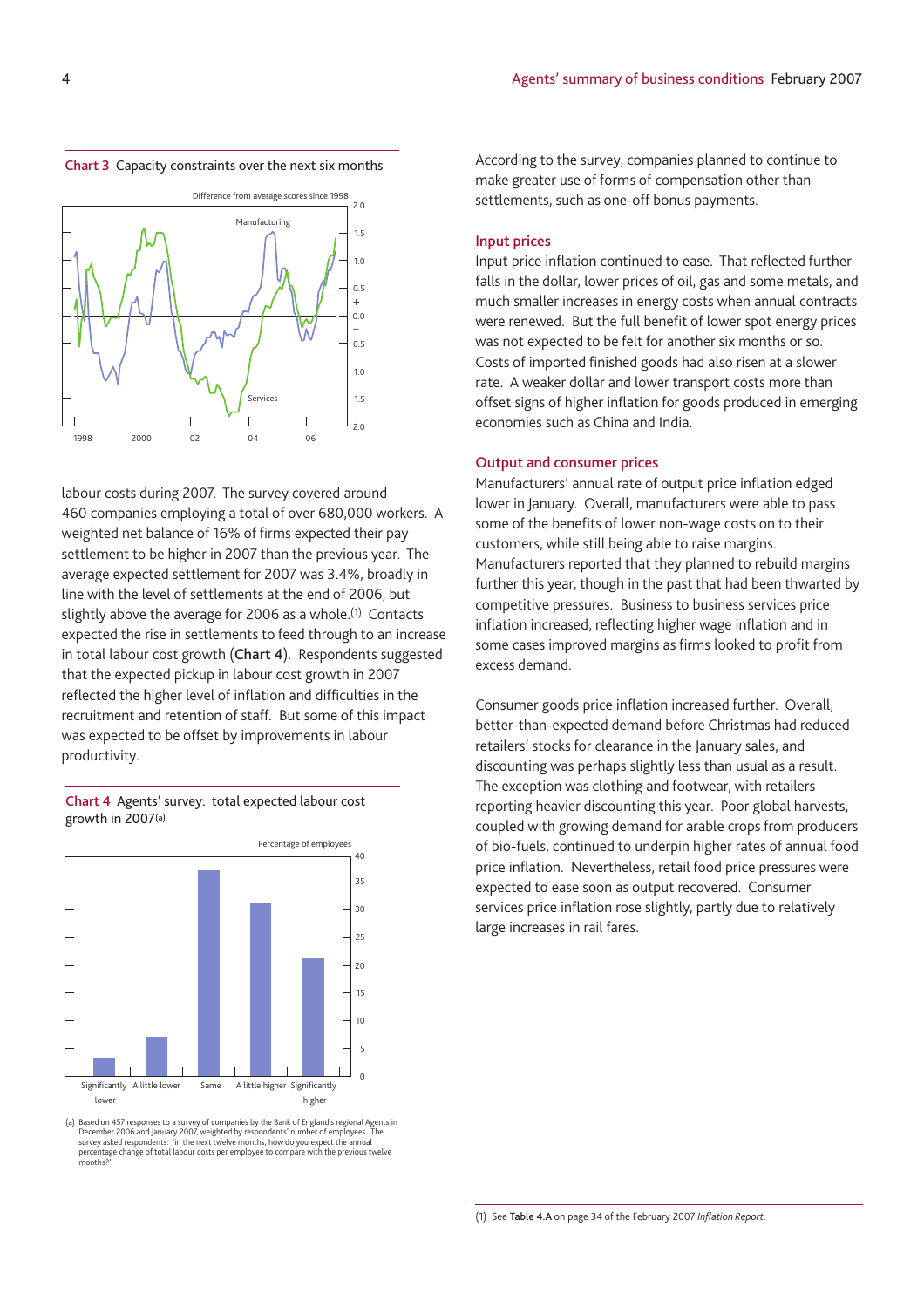Chart 3 Capacity constraints over the next six months

Difference from average scores since 1998

Manufacturing

Services

2.0
1.5
1.0
0.5
+
0.0
–
0.5
1.0
1.5
2.0

1998 2000 02 04 06

labour costs during 2007. The survey covered around 460 companies employing a total of over 680,000 workers. A weighted net balance of 16% of firms expected their pay settlement to be higher in 2007 than the previous year. The average expected settlement for 2007 was 3.4%, broadly in line with the level of settlements at the end of 2006, but slightly above the average for 2006 as a whole.[1] Contacts expected the rise in settlements to feed through to an increase in total labour cost growth (**Chart 4**). Respondents suggested that the expected pickup in labour cost growth in 2007 reflected the higher level of inflation and difficulties in the recruitment and retention of staff. But some of this impact was expected to be offset by improvements in labour productivity.

Chart 4 Agents' survey: total expected labour cost growth in 2007[a]

Percentage of employees

40
35
30
25
20
15
10
5
0

Significantly lower
A little lower
Same
A little higher
Significantly higher

(a) Based on 457 responses to a survey of companies by the Bank of England's regional Agents in December 2006 and January 2007, weighted by respondents' number of employees. The survey asked respondents: 'in the next twelve months, how do you expect the annual percentage change of total labour costs per employee to compare with the previous twelve months?'.

According to the survey, companies planned to continue to make greater use of forms of compensation other than settlements, such as one-off bonus payments.

## Input prices

Input price inflation continued to ease. That reflected further falls in the dollar, lower prices of oil, gas and some metals, and much smaller increases in energy costs when annual contracts were renewed. But the full benefit of lower spot energy prices was not expected to be felt for another six months or so. Costs of imported finished goods had also risen at a slower rate. A weaker dollar and lower transport costs more than offset signs of higher inflation for goods produced in emerging economies such as China and India.

## Output and consumer prices

Manufacturers' annual rate of output price inflation edged lower in January. Overall, manufacturers were able to pass some of the benefits of lower non-wage costs on to their customers, while still being able to raise margins. Manufacturers reported that they planned to rebuild margins further this year, though in the past that had been thwarted by competitive pressures. Business to business services price inflation increased, reflecting higher wage inflation and in some cases improved margins as firms looked to profit from excess demand.

Consumer goods price inflation increased further. Overall, better-than-expected demand before Christmas had reduced retailers' stocks for clearance in the January sales, and discounting was perhaps slightly less than usual as a result. The exception was clothing and footwear, with retailers reporting heavier discounting this year. Poor global harvests, coupled with growing demand for arable crops from producers of bio-fuels, continued to underpin higher rates of annual food price inflation. Nevertheless, retail food price pressures were expected to ease soon as output recovered. Consumer services price inflation rose slightly, partly due to relatively large increases in rail fares.

(1) See **Table 4.A** on page 34 of the February 2007 *Inflation Report*.